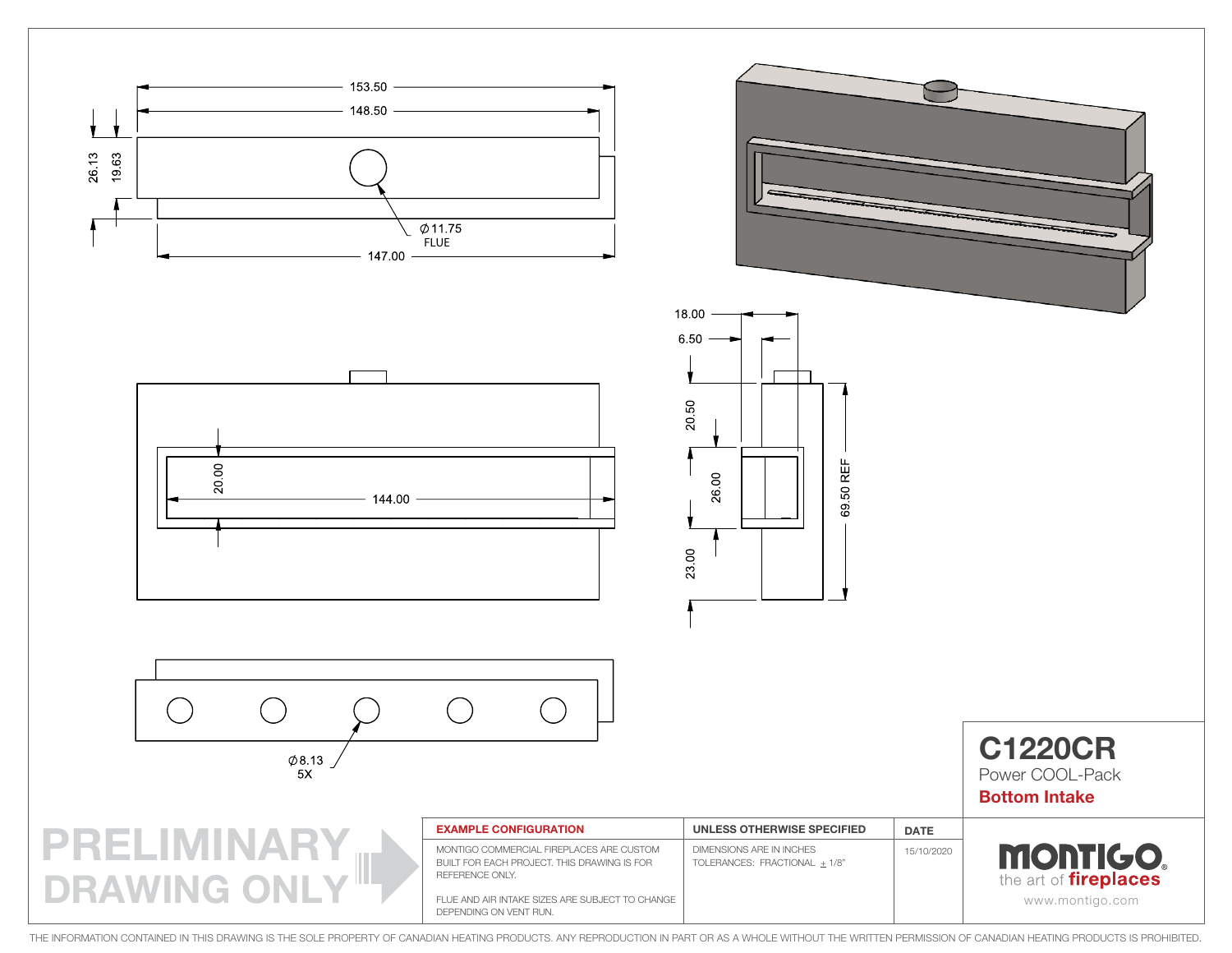153.50

148.50

26.13

19.63

Ø 11.75
FLUE

147.00

18.00

6.50

20.50

20.00

144.00

26.00

69.50 REF

23.00

Ø 8.13
5X

# C1220CR

Power COOL-Pack

**Bottom Intake**

PRELIMINARY DRAWING ONLY

| EXAMPLE CONFIGURATION | UNLESS OTHERWISE SPECIFIED | DATE |
|---|---|---|
| MONTIGO COMMERCIAL FIREPLACES ARE CUSTOM BUILT FOR EACH PROJECT. THIS DRAWING IS FOR REFERENCE ONLY. FLUE AND AIR INTAKE SIZES ARE SUBJECT TO CHANGE DEPENDING ON VENT RUN. | DIMENSIONS ARE IN INCHES TOLERANCES: FRACTIONAL ± 1/8" | 15/10/2020 |

MONTIGO the art of fireplaces

www.montigo.com

THE INFORMATION CONTAINED IN THIS DRAWING IS THE SOLE PROPERTY OF CANADIAN HEATING PRODUCTS. ANY REPRODUCTION IN PART OR AS A WHOLE WITHOUT THE WRITTEN PERMISSION OF CANADIAN HEATING PRODUCTS IS PROHIBITED.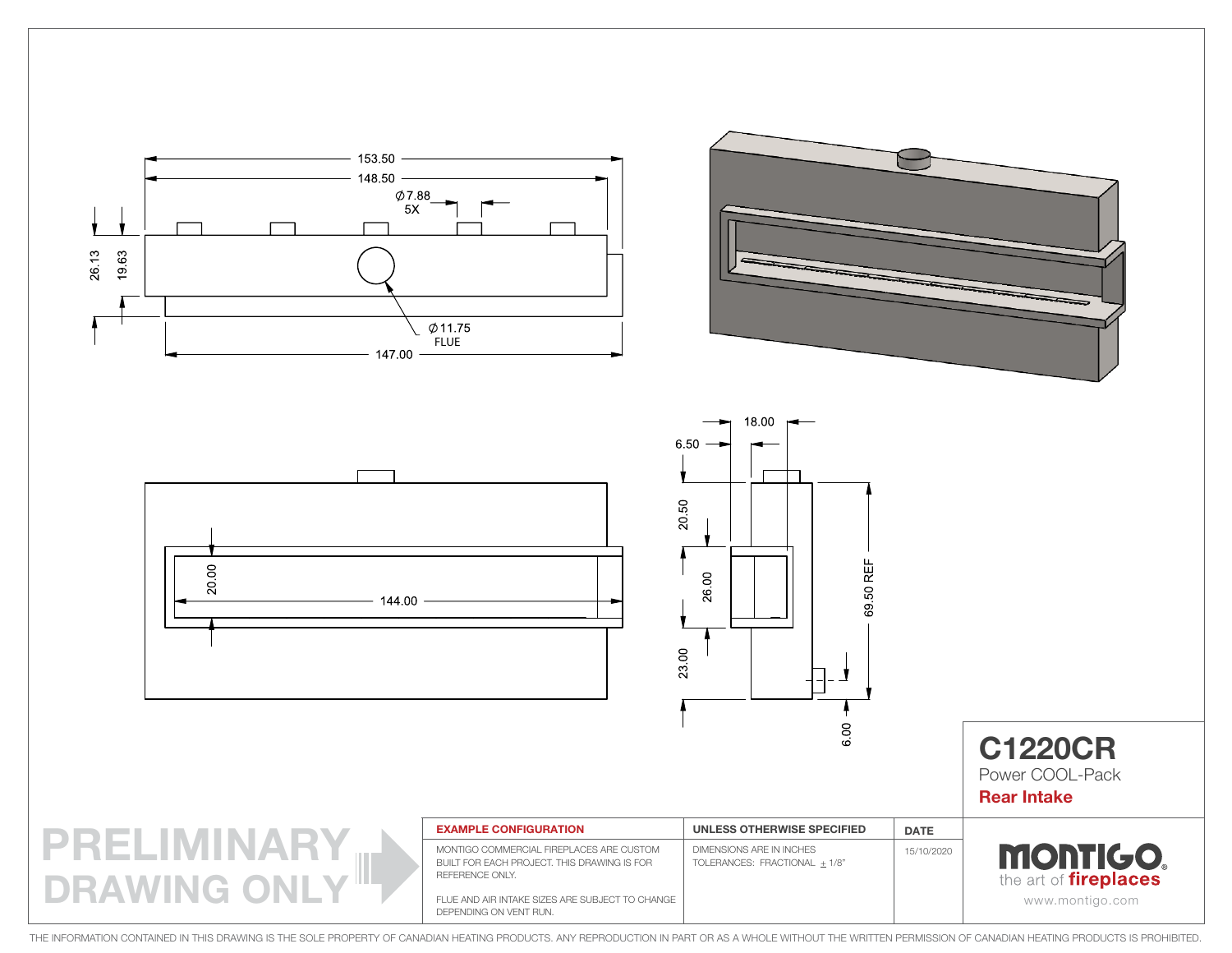153.50

148.50

Ø7.88
5X

26.13

19.63

Ø11.75
FLUE

147.00

20.00

144.00

18.00

6.50

20.50

26.00

23.00

69.50 REF

6.00

# C1220CR

Power COOL-Pack

**Rear Intake**

PRELIMINARY DRAWING ONLY

| EXAMPLE CONFIGURATION | UNLESS OTHERWISE SPECIFIED | DATE |
|---|---|---|
| MONTIGO COMMERCIAL FIREPLACES ARE CUSTOM BUILT FOR EACH PROJECT. THIS DRAWING IS FOR REFERENCE ONLY.<br><br>FLUE AND AIR INTAKE SIZES ARE SUBJECT TO CHANGE DEPENDING ON VENT RUN. | DIMENSIONS ARE IN INCHES<br>TOLERANCES: FRACTIONAL ± 1/8" | 15/10/2020 |

MONTIGO
the art of fireplaces
www.montigo.com

THE INFORMATION CONTAINED IN THIS DRAWING IS THE SOLE PROPERTY OF CANADIAN HEATING PRODUCTS. ANY REPRODUCTION IN PART OR AS A WHOLE WITHOUT THE WRITTEN PERMISSION OF CANADIAN HEATING PRODUCTS IS PROHIBITED.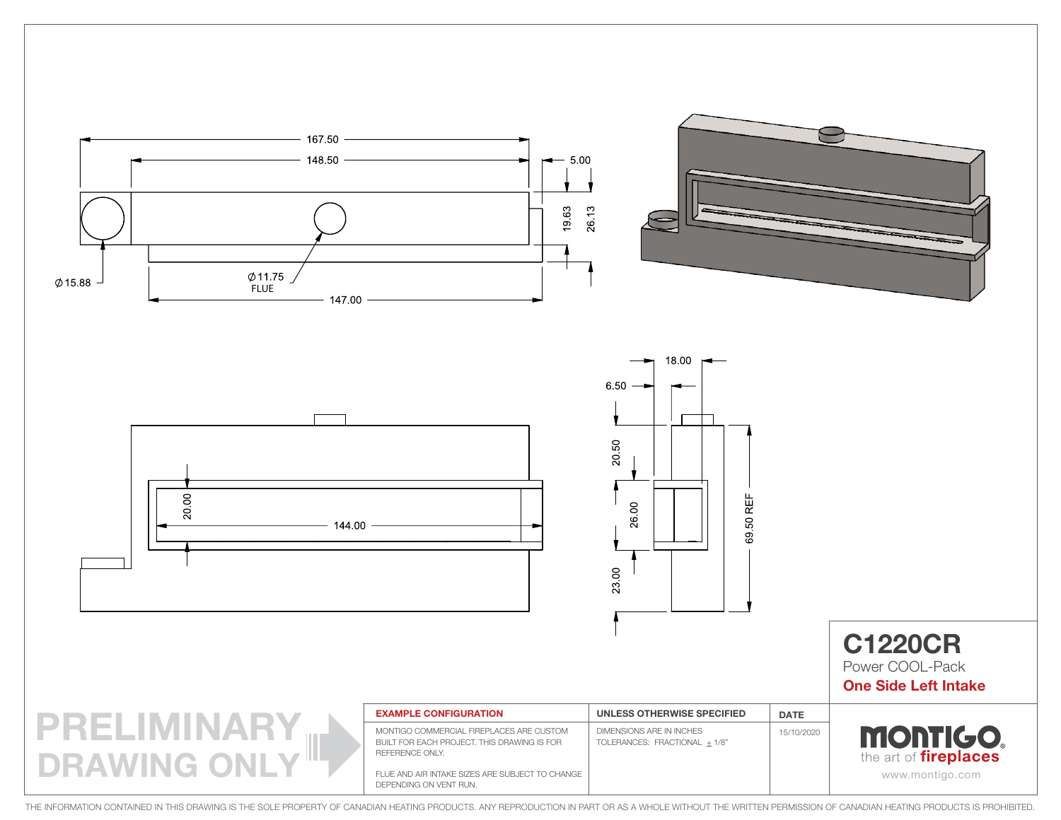167.50

148.50

5.00

19.63

26.13

Ø 15.88

Ø 11.75
FLUE

147.00

20.00

144.00

18.00

6.50

20.50

26.00

23.00

69.50 REF

# C1220CR

Power COOL-Pack

**One Side Left Intake**

| EXAMPLE CONFIGURATION | UNLESS OTHERWISE SPECIFIED | DATE |
|---|---|---|
| MONTIGO COMMERCIAL FIREPLACES ARE CUSTOM BUILT FOR EACH PROJECT. THIS DRAWING IS FOR REFERENCE ONLY.<br><br>FLUE AND AIR INTAKE SIZES ARE SUBJECT TO CHANGE DEPENDING ON VENT RUN. | DIMENSIONS ARE IN INCHES<br>TOLERANCES: FRACTIONAL ± 1/8" | 15/10/2020 |

PRELIMINARY DRAWING ONLY

MONTIGO®
the art of **fireplaces**
www.montigo.com

THE INFORMATION CONTAINED IN THIS DRAWING IS THE SOLE PROPERTY OF CANADIAN HEATING PRODUCTS. ANY REPRODUCTION IN PART OR AS A WHOLE WITHOUT THE WRITTEN PERMISSION OF CANADIAN HEATING PRODUCTS IS PROHIBITED.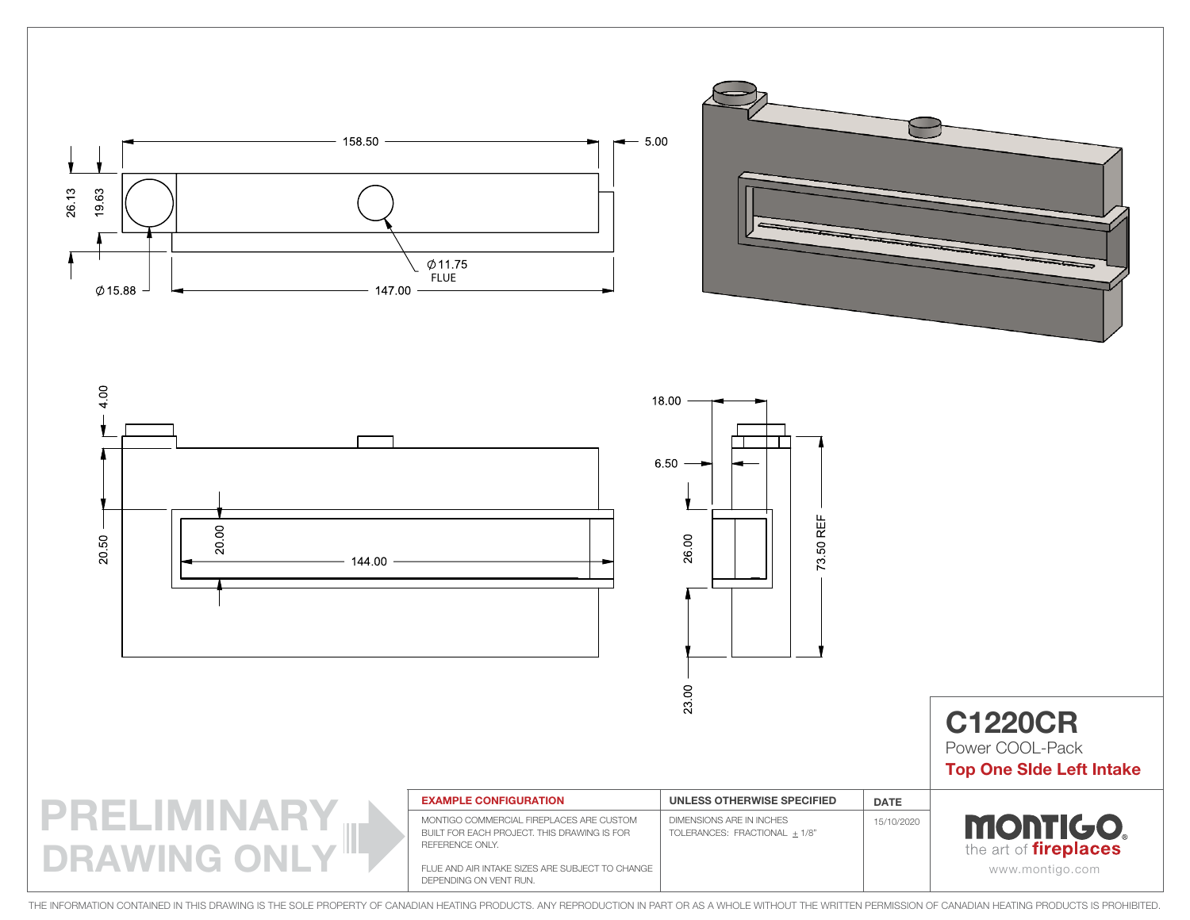158.50

5.00

26.13

19.63

Ø15.88

Ø11.75
FLUE

147.00

4.00

20.50

20.00

144.00

18.00

6.50

26.00

73.50 REF

23.00

# C1220CR

Power COOL-Pack

**Top One SIde Left Intake**

| EXAMPLE CONFIGURATION | UNLESS OTHERWISE SPECIFIED | DATE |
|---|---|---|
| MONTIGO COMMERCIAL FIREPLACES ARE CUSTOM BUILT FOR EACH PROJECT. THIS DRAWING IS FOR REFERENCE ONLY. FLUE AND AIR INTAKE SIZES ARE SUBJECT TO CHANGE DEPENDING ON VENT RUN. | DIMENSIONS ARE IN INCHES TOLERANCES: FRACTIONAL ± 1/8" | 15/10/2020 |

PRELIMINARY DRAWING ONLY

MONTIGO
the art of fireplaces
www.montigo.com

THE INFORMATION CONTAINED IN THIS DRAWING IS THE SOLE PROPERTY OF CANADIAN HEATING PRODUCTS. ANY REPRODUCTION IN PART OR AS A WHOLE WITHOUT THE WRITTEN PERMISSION OF CANADIAN HEATING PRODUCTS IS PROHIBITED.